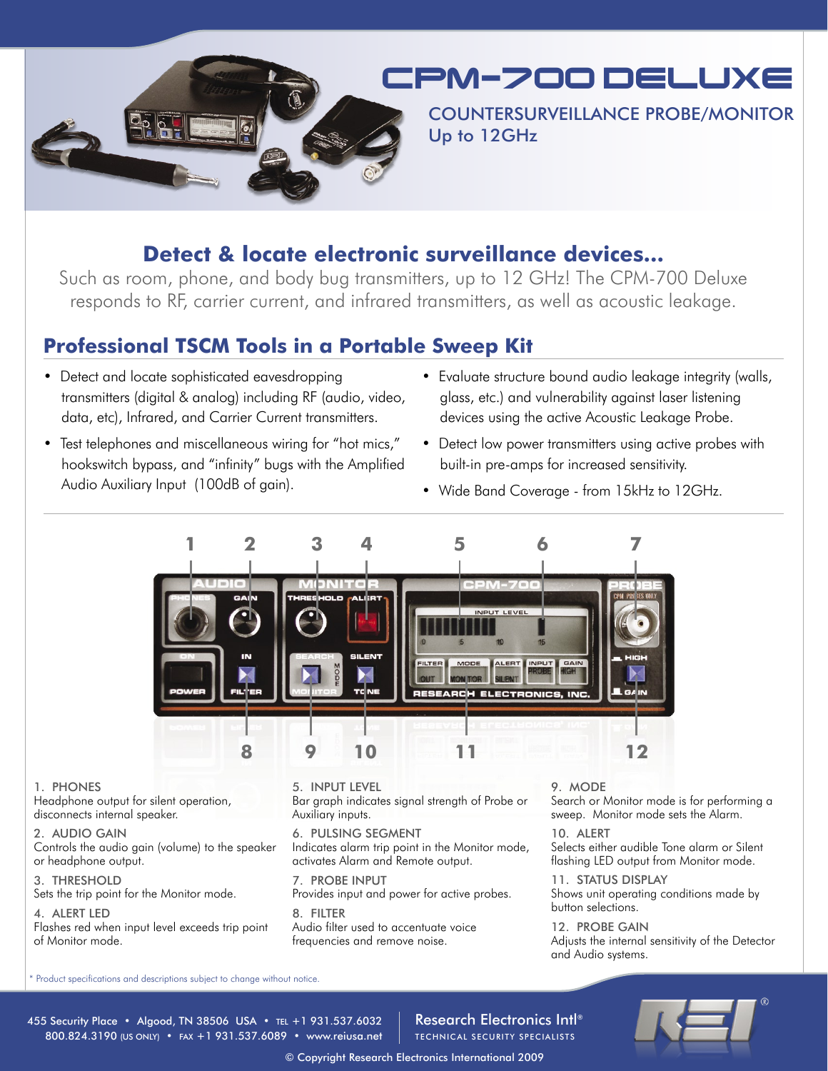# CPM-700 DELUXE

## COUNTERSURVEILLANCE PROBE/MONITOR
## Up to 12GHz

## Detect & locate electronic surveillance devices...

Such as room, phone, and body bug transmitters, up to 12 GHz! The CPM-700 Deluxe responds to RF, carrier current, and infrared transmitters, as well as acoustic leakage.

## Professional TSCM Tools in a Portable Sweep Kit

- Detect and locate sophisticated eavesdropping transmitters (digital & analog) including RF (audio, video, data, etc), Infrared, and Carrier Current transmitters.
- Test telephones and miscellaneous wiring for "hot mics," hookswitch bypass, and "infinity" bugs with the Amplified Audio Auxiliary Input (100dB of gain).
- Evaluate structure bound audio leakage integrity (walls, glass, etc.) and vulnerability against laser listening devices using the active Acoustic Leakage Probe.
- Detect low power transmitters using active probes with built-in pre-amps for increased sensitivity.
- Wide Band Coverage - from 15kHz to 12GHz.

1. PHONES
Headphone output for silent operation, disconnects internal speaker.

2. AUDIO GAIN
Controls the audio gain (volume) to the speaker or headphone output.

3. THRESHOLD
Sets the trip point for the Monitor mode.

4. ALERT LED
Flashes red when input level exceeds trip point of Monitor mode.

5. INPUT LEVEL
Bar graph indicates signal strength of Probe or Auxiliary inputs.

6. PULSING SEGMENT
Indicates alarm trip point in the Monitor mode, activates Alarm and Remote output.

7. PROBE INPUT
Provides input and power for active probes.

8. FILTER
Audio filter used to accentuate voice frequencies and remove noise.

9. MODE
Search or Monitor mode is for performing a sweep. Monitor mode sets the Alarm.

10. ALERT
Selects either audible Tone alarm or Silent flashing LED output from Monitor mode.

11. STATUS DISPLAY
Shows unit operating conditions made by button selections.

12. PROBE GAIN
Adjusts the internal sensitivity of the Detector and Audio systems.

\* Product specifications and descriptions subject to change without notice.

455 Security Place • Algood, TN 38506 USA • TEL +1 931.537.6032
800.824.3190 (US ONLY) • FAX +1 931.537.6089 • www.reiusa.net

Research Electronics Intl®
TECHNICAL SECURITY SPECIALISTS

© Copyright Research Electronics International 2009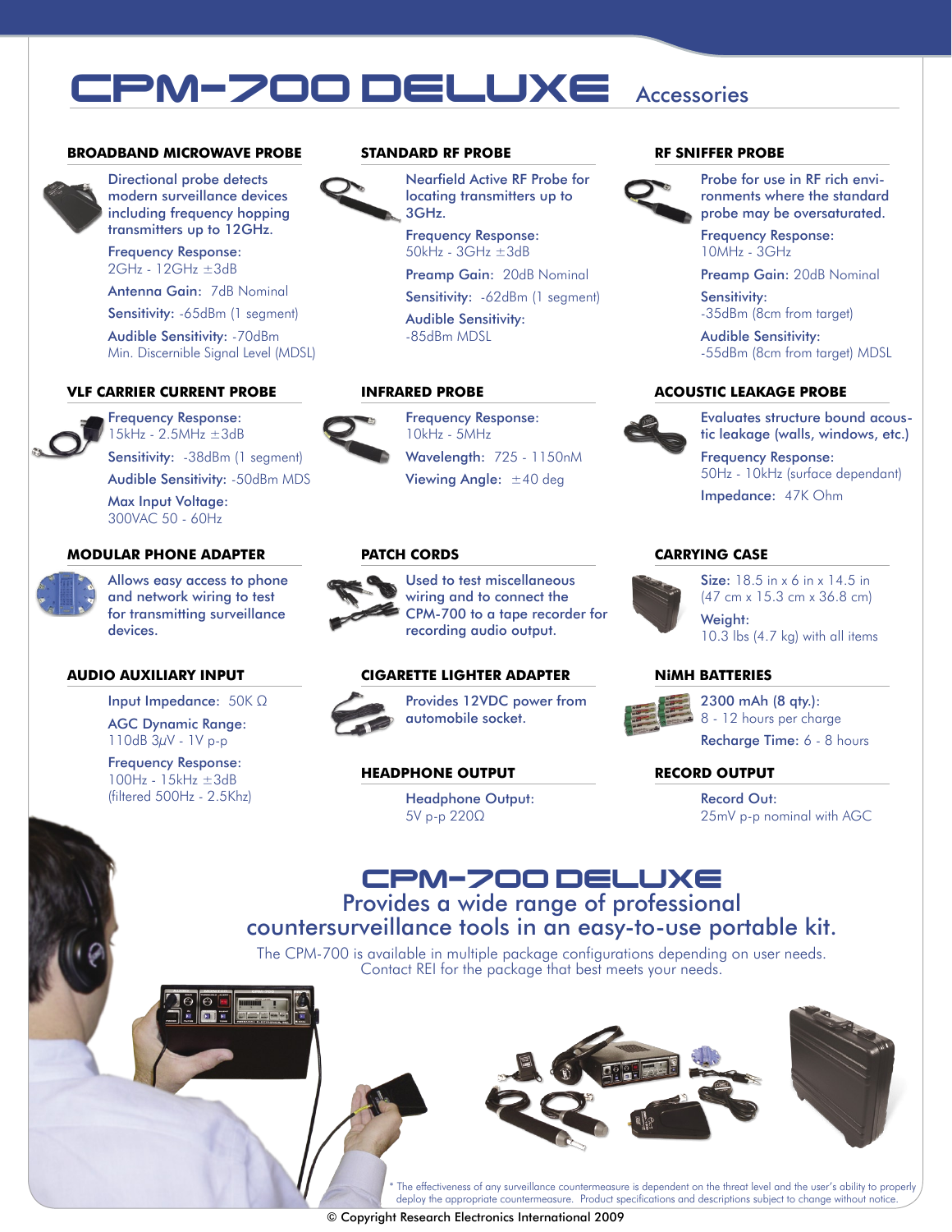# CPM-700 DELUXE Accessories

### BROADBAND MICROWAVE PROBE

Directional probe detects modern surveillance devices including frequency hopping transmitters up to 12GHz.

Frequency Response: 2GHz - 12GHz ±3dB

Antenna Gain: 7dB Nominal

Sensitivity: -65dBm (1 segment)

Audible Sensitivity: -70dBm Min. Discernible Signal Level (MDSL)

### STANDARD RF PROBE

Nearfield Active RF Probe for locating transmitters up to 3GHz.

Frequency Response: 50kHz - 3GHz ±3dB

Preamp Gain: 20dB Nominal

Sensitivity: -62dBm (1 segment)

Audible Sensitivity: -85dBm MDSL

### RF SNIFFER PROBE

Probe for use in RF rich environments where the standard probe may be oversaturated.

Frequency Response: 10MHz - 3GHz

Preamp Gain: 20dB Nominal

Sensitivity: -35dBm (8cm from target)

Audible Sensitivity: -55dBm (8cm from target) MDSL

### VLF CARRIER CURRENT PROBE

Frequency Response: 15kHz - 2.5MHz ±3dB

Sensitivity: -38dBm (1 segment)

Audible Sensitivity: -50dBm MDS

Max Input Voltage: 300VAC 50 - 60Hz

### INFRARED PROBE

Frequency Response: 10kHz - 5MHz

Wavelength: 725 - 1150nM

Viewing Angle: ±40 deg

### ACOUSTIC LEAKAGE PROBE

Evaluates structure bound acoustic leakage (walls, windows, etc.)

Frequency Response: 50Hz - 10kHz (surface dependant)

Impedance: 47K Ohm

### MODULAR PHONE ADAPTER

Allows easy access to phone and network wiring to test for transmitting surveillance devices.

### PATCH CORDS

Used to test miscellaneous wiring and to connect the CPM-700 to a tape recorder for recording audio output.

### CARRYING CASE

Size: 18.5 in x 6 in x 14.5 in (47 cm x 15.3 cm x 36.8 cm)

Weight: 10.3 lbs (4.7 kg) with all items

### AUDIO AUXILIARY INPUT

Input Impedance: 50K Ω

AGC Dynamic Range: 110dB 3µV - 1V p-p

Frequency Response: 100Hz - 15kHz ±3dB (filtered 500Hz - 2.5Khz)

### CIGARETTE LIGHTER ADAPTER

Provides 12VDC power from automobile socket.

### NiMH BATTERIES

2300 mAh (8 qty.): 8 - 12 hours per charge

Recharge Time: 6 - 8 hours

### HEADPHONE OUTPUT

Headphone Output: 5V p-p 220Ω

### RECORD OUTPUT

Record Out: 25mV p-p nominal with AGC

## CPM-700 DELUXE

Provides a wide range of professional countersurveillance tools in an easy-to-use portable kit.

The CPM-700 is available in multiple package configurations depending on user needs. Contact REI for the package that best meets your needs.

* The effectiveness of any surveillance countermeasure is dependent on the threat level and the user's ability to properly deploy the appropriate countermeasure. Product specifications and descriptions subject to change without notice.

© Copyright Research Electronics International 2009